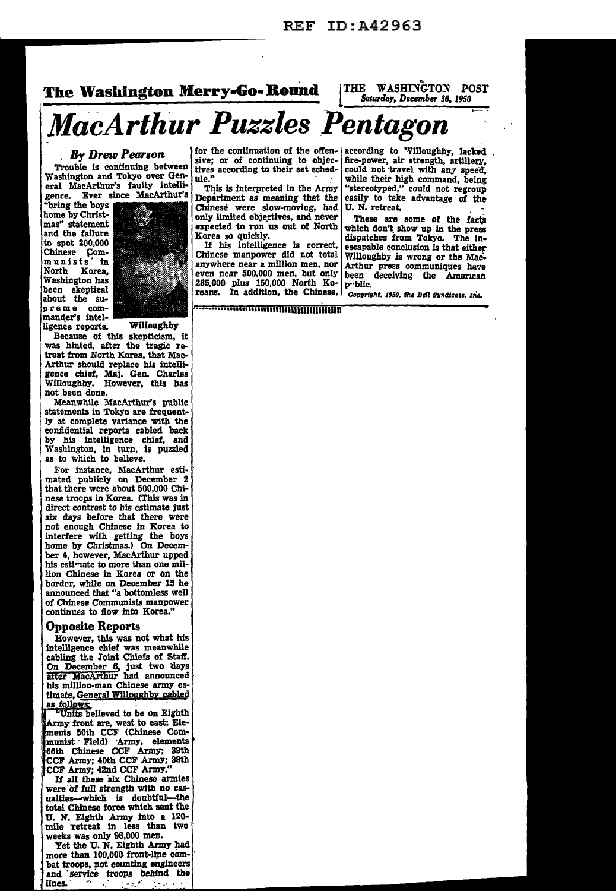REF ID:A42963

**The Washington Merry-Go-Round** | THE WASHINGTON POST *Saturday, December 30, 1950*

# *MacArthur Puzzles Pentagon*

*By Drew Pearson*

Trouble is continuing between Washington and Tokyo over General MacArthur's faulty intelligence. Ever since MacArthur's "bring the boys home by Christmas" statement and the failure to spot 200,000 Chinese Communists in North Korea, Washington has been skeptical about the supreme commander's intelligence reports.

Willoughby

Because of this skepticism, it was hinted, after the tragic retreat from North Korea, that MacArthur should replace his intelligence chief, Maj. Gen. Charles Willoughby. However, this has not been done.

Meanwhile MacArthur's public statements in Tokyo are frequently at complete variance with the confidential reports cabled back by his intelligence chief, and Washington, in turn, is puzzled as to which to believe.

For instance, MacArthur estimated publicly on December 2 that there were about 500,000 Chinese troops in Korea. (This was in direct contrast to his estimate just six days before that there were not enough Chinese in Korea to interfere with getting the boys home by Christmas.) On December 4, however, MacArthur upped his estimate to more than one million Chinese in Korea or on the border, while on December 15 he announced that "a bottomless well of Chinese Communists manpower continues to flow into Korea."

## Opposite Reports

However, this was not what his intelligence chief was meanwhile cabling the Joint Chiefs of Staff. On December 6, just two days after MacArthur had announced his million-man Chinese army estimate, General Willoughby cabled as follows:

"Units believed to be on Eighth Army front are, west to east: Elements 50th CCF (Chinese Communist Field) Army, elements 66th Chinese CCF Army; 39th CCF Army; 40th CCF Army; 38th CCF Army; 42nd CCF Army."

If all these six Chinese armies were of full strength with no casualties—which is doubtful—the total Chinese force which sent the U. N. Eighth Army into a 120-mile retreat in less than two weeks was only 96,000 men.

Yet the U. N. Eighth Army had more than 100,000 front-line combat troops, not counting engineers and service troops behind the lines. for the continuation of the offensive; or of continuing to objectives according to their set schedule."

This is interpreted in the Army Department as meaning that the Chinese were slow-moving, had only limited objectives, and never expected to run us out of North Korea so quickly.

If his intelligence is correct, Chinese manpower did not total anywhere near a million men, nor even near 500,000 men, but only 285,000 plus 150,000 North Koreans. In addition, the Chinese, according to Willoughby, lacked fire-power, air strength, artillery, could not travel with any speed, while their high command, being "stereotyped," could not regroup easily to take advantage of the U. N. retreat.

These are some of the facts which don't show up in the press dispatches from Tokyo. The inescapable conclusion is that either Willoughby is wrong or the MacArthur press communiques have been deceiving the American public.

*Copyright, 1950, the Bell Syndicate, Inc.*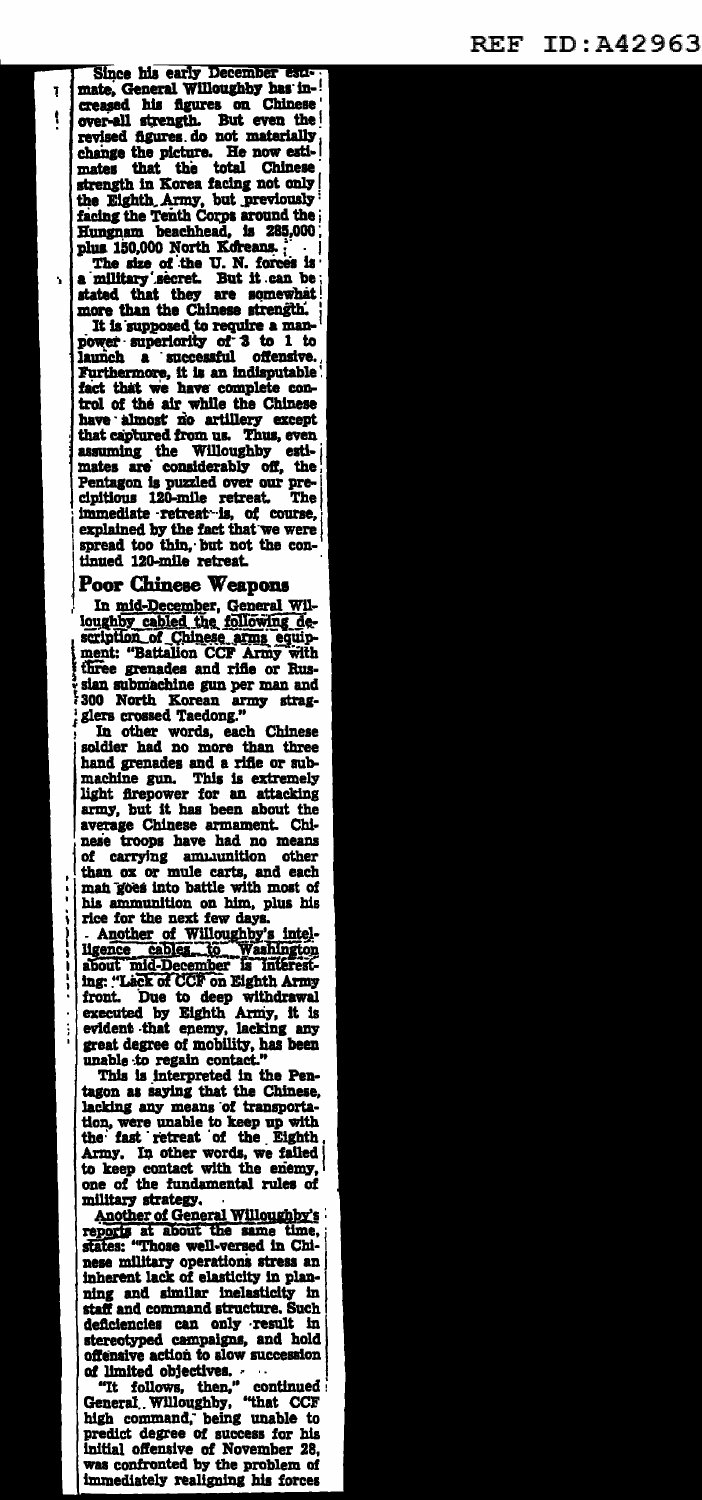Since his early December estimate, General Willoughby has increased his figures on Chinese over-all strength. But even the revised figures do not materially change the picture. He now estimates that the total Chinese strength in Korea facing not only the Eighth Army, but previously facing the Tenth Corps around the Hungnam beachhead, is 285,000 plus 150,000 North Koreans.

The size of the U. N. forces is a military secret. But it can be stated that they are somewhat more than the Chinese strength.

It is supposed to require a manpower superiority of 3 to 1 to launch a successful offensive. Furthermore, it is an indisputable fact that we have complete control of the air while the Chinese have almost no artillery except that captured from us. Thus, even assuming the Willoughby estimates are considerably off, the Pentagon is puzzled over our precipitous 120-mile retreat. The immediate retreat is, of course, explained by the fact that we were spread too thin, but not the continued 120-mile retreat.

## Poor Chinese Weapons

In mid-December, General Willoughby cabled the following description of Chinese arms equipment: "Battalion CCF Army with three grenades and rifle or Russian submachine gun per man and 300 North Korean army stragglers crossed Taedong."

In other words, each Chinese soldier had no more than three hand grenades and a rifle or submachine gun. This is extremely light firepower for an attacking army, but it has been about the average Chinese armament. Chinese troops have had no means of carrying ammunition other than ox or mule carts, and each man goes into battle with most of his ammunition on him, plus his rice for the next few days.

Another of Willoughby's intelligence cables to Washington about mid-December is interesting: "Lack of CCF on Eighth Army front. Due to deep withdrawal executed by Eighth Army, it is evident that enemy, lacking any great degree of mobility, has been unable to regain contact."

This is interpreted in the Pentagon as saying that the Chinese, lacking any means of transportation, were unable to keep up with the fast retreat of the Eighth Army. In other words, we failed to keep contact with the enemy, one of the fundamental rules of military strategy.

Another of General Willoughby's reports at about the same time, states: "Those well-versed in Chinese military operations stress an inherent lack of elasticity in planning and similar inelasticity in staff and command structure. Such deficiencies can only result in stereotyped campaigns, and hold offensive action to slow succession of limited objectives.

"It follows, then," continued General Willoughby, "that CCF high command, being unable to predict degree of success for his initial offensive of November 28, was confronted by the problem of immediately realigning his forces